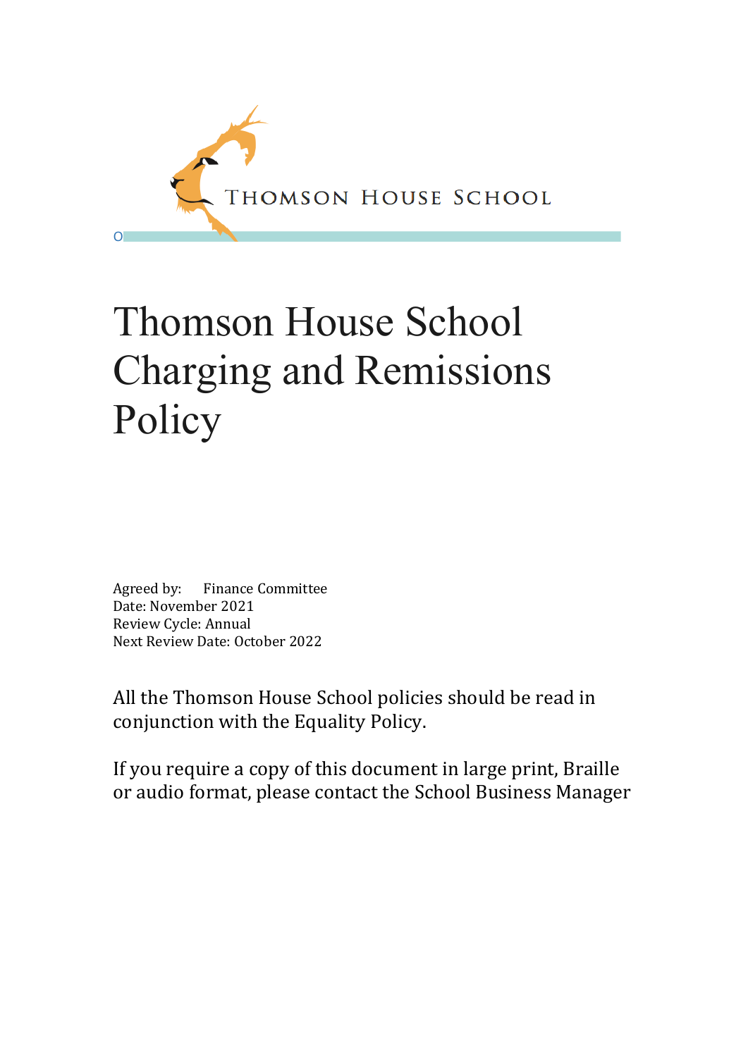THOMSON HOUSE SCHOOL

# Thomson House School Charging and Remissions Policy

Agreed by: Finance Committee
Date: November 2021
Review Cycle: Annual
Next Review Date: October 2022

All the Thomson House School policies should be read in conjunction with the Equality Policy.

If you require a copy of this document in large print, Braille or audio format, please contact the School Business Manager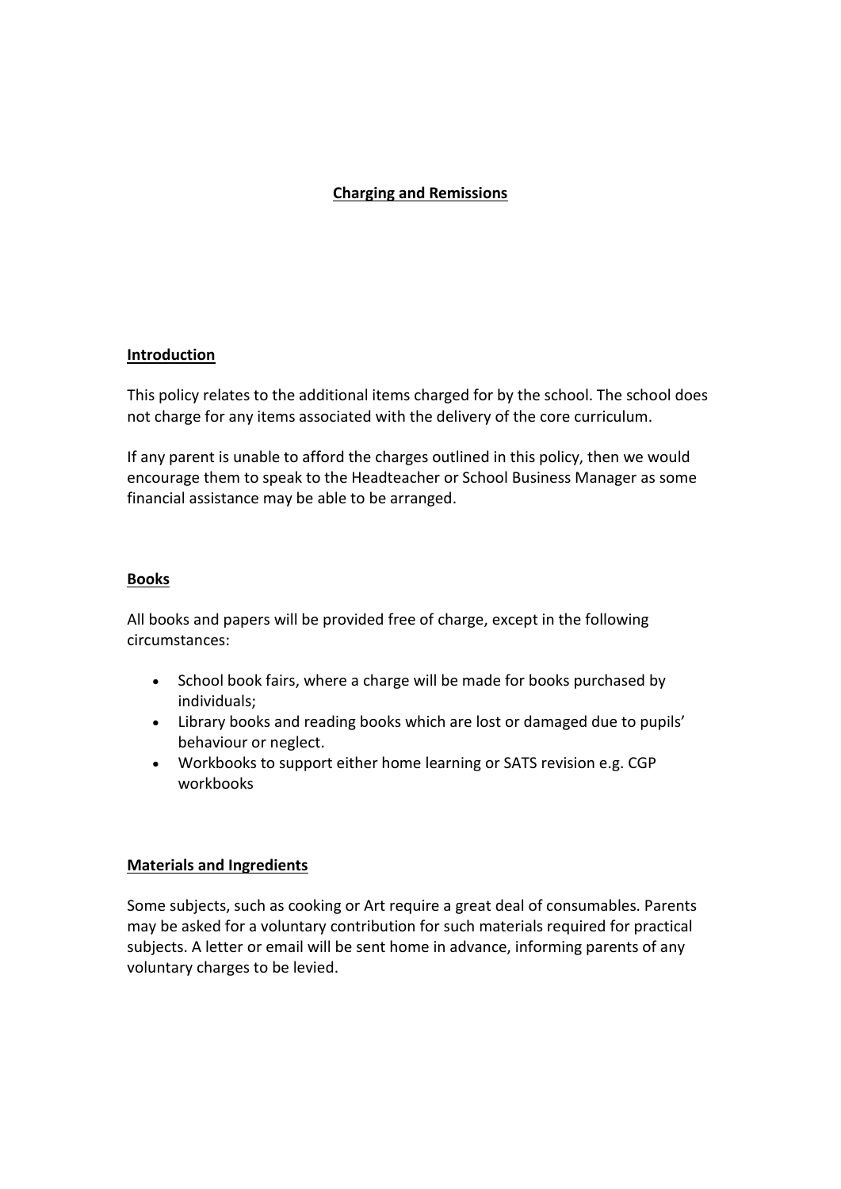# Charging and Remissions

## Introduction

This policy relates to the additional items charged for by the school. The school does not charge for any items associated with the delivery of the core curriculum.

If any parent is unable to afford the charges outlined in this policy, then we would encourage them to speak to the Headteacher or School Business Manager as some financial assistance may be able to be arranged.

## Books

All books and papers will be provided free of charge, except in the following circumstances:

- School book fairs, where a charge will be made for books purchased by individuals;
- Library books and reading books which are lost or damaged due to pupils' behaviour or neglect.
- Workbooks to support either home learning or SATS revision e.g. CGP workbooks

## Materials and Ingredients

Some subjects, such as cooking or Art require a great deal of consumables. Parents may be asked for a voluntary contribution for such materials required for practical subjects. A letter or email will be sent home in advance, informing parents of any voluntary charges to be levied.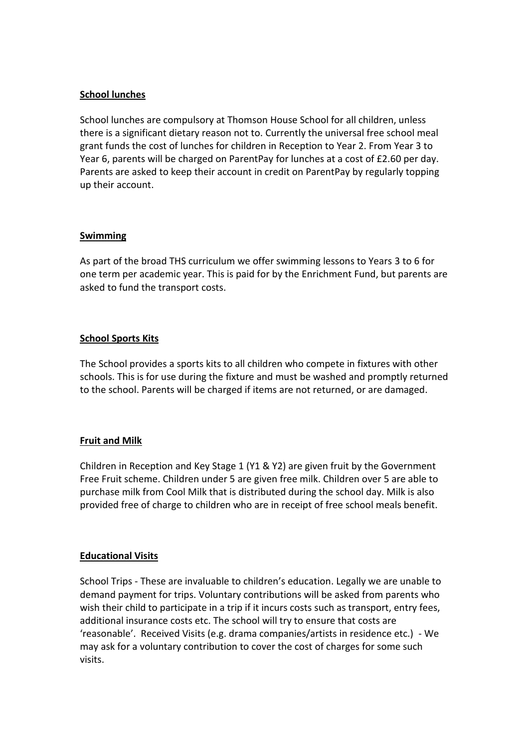**School lunches**

School lunches are compulsory at Thomson House School for all children, unless there is a significant dietary reason not to. Currently the universal free school meal grant funds the cost of lunches for children in Reception to Year 2. From Year 3 to Year 6, parents will be charged on ParentPay for lunches at a cost of £2.60 per day. Parents are asked to keep their account in credit on ParentPay by regularly topping up their account.

**Swimming**

As part of the broad THS curriculum we offer swimming lessons to Years 3 to 6 for one term per academic year. This is paid for by the Enrichment Fund, but parents are asked to fund the transport costs.

**School Sports Kits**

The School provides a sports kits to all children who compete in fixtures with other schools. This is for use during the fixture and must be washed and promptly returned to the school. Parents will be charged if items are not returned, or are damaged.

**Fruit and Milk**

Children in Reception and Key Stage 1 (Y1 & Y2) are given fruit by the Government Free Fruit scheme. Children under 5 are given free milk. Children over 5 are able to purchase milk from Cool Milk that is distributed during the school day. Milk is also provided free of charge to children who are in receipt of free school meals benefit.

**Educational Visits**

School Trips - These are invaluable to children's education. Legally we are unable to demand payment for trips. Voluntary contributions will be asked from parents who wish their child to participate in a trip if it incurs costs such as transport, entry fees, additional insurance costs etc. The school will try to ensure that costs are 'reasonable'. Received Visits (e.g. drama companies/artists in residence etc.) - We may ask for a voluntary contribution to cover the cost of charges for some such visits.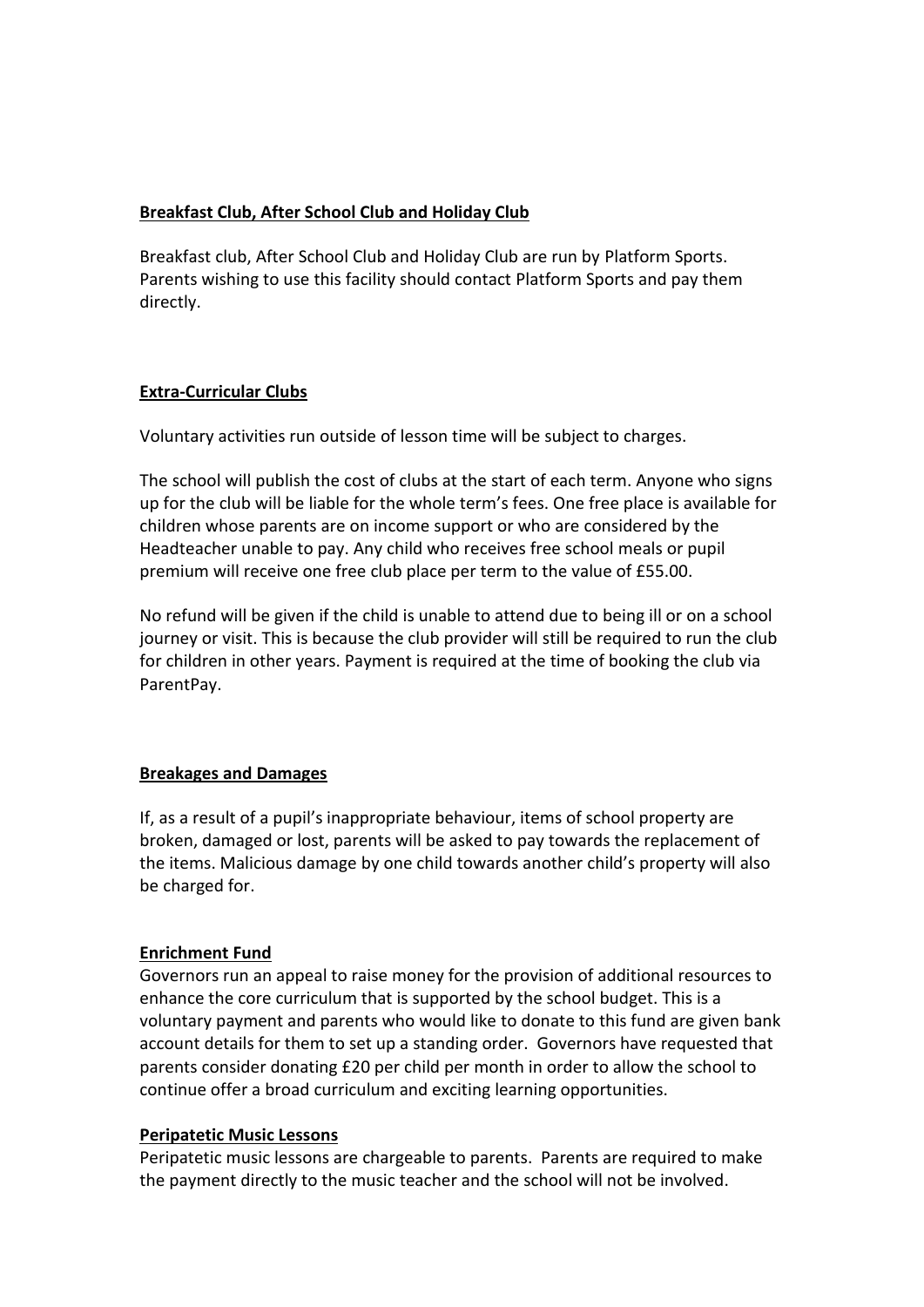**Breakfast Club, After School Club and Holiday Club**

Breakfast club, After School Club and Holiday Club are run by Platform Sports. Parents wishing to use this facility should contact Platform Sports and pay them directly.

**Extra-Curricular Clubs**

Voluntary activities run outside of lesson time will be subject to charges.

The school will publish the cost of clubs at the start of each term. Anyone who signs up for the club will be liable for the whole term's fees. One free place is available for children whose parents are on income support or who are considered by the Headteacher unable to pay. Any child who receives free school meals or pupil premium will receive one free club place per term to the value of £55.00.

No refund will be given if the child is unable to attend due to being ill or on a school journey or visit. This is because the club provider will still be required to run the club for children in other years. Payment is required at the time of booking the club via ParentPay.

**Breakages and Damages**

If, as a result of a pupil's inappropriate behaviour, items of school property are broken, damaged or lost, parents will be asked to pay towards the replacement of the items. Malicious damage by one child towards another child's property will also be charged for.

**Enrichment Fund**

Governors run an appeal to raise money for the provision of additional resources to enhance the core curriculum that is supported by the school budget. This is a voluntary payment and parents who would like to donate to this fund are given bank account details for them to set up a standing order. Governors have requested that parents consider donating £20 per child per month in order to allow the school to continue offer a broad curriculum and exciting learning opportunities.

**Peripatetic Music Lessons**

Peripatetic music lessons are chargeable to parents. Parents are required to make the payment directly to the music teacher and the school will not be involved.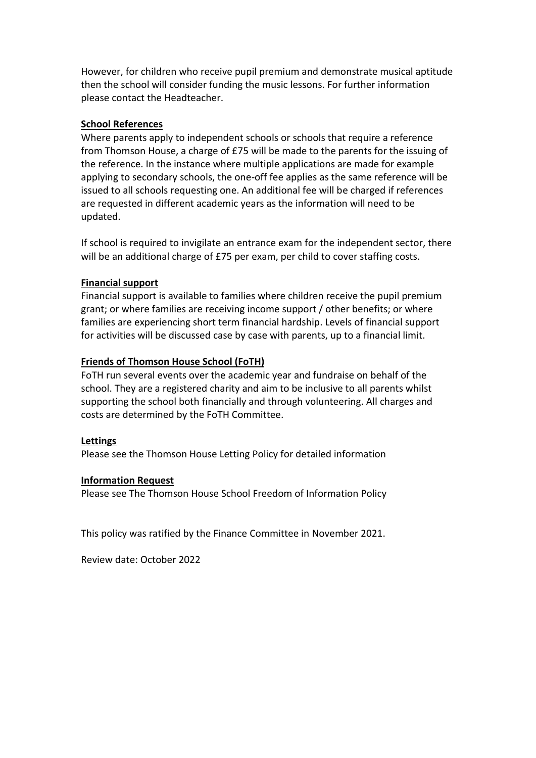However, for children who receive pupil premium and demonstrate musical aptitude then the school will consider funding the music lessons. For further information please contact the Headteacher.

## School References

Where parents apply to independent schools or schools that require a reference from Thomson House, a charge of £75 will be made to the parents for the issuing of the reference. In the instance where multiple applications are made for example applying to secondary schools, the one-off fee applies as the same reference will be issued to all schools requesting one. An additional fee will be charged if references are requested in different academic years as the information will need to be updated.

If school is required to invigilate an entrance exam for the independent sector, there will be an additional charge of £75 per exam, per child to cover staffing costs.

## Financial support

Financial support is available to families where children receive the pupil premium grant; or where families are receiving income support / other benefits; or where families are experiencing short term financial hardship. Levels of financial support for activities will be discussed case by case with parents, up to a financial limit.

## Friends of Thomson House School (FoTH)

FoTH run several events over the academic year and fundraise on behalf of the school. They are a registered charity and aim to be inclusive to all parents whilst supporting the school both financially and through volunteering. All charges and costs are determined by the FoTH Committee.

## Lettings

Please see the Thomson House Letting Policy for detailed information

## Information Request

Please see The Thomson House School Freedom of Information Policy

This policy was ratified by the Finance Committee in November 2021.

Review date: October 2022